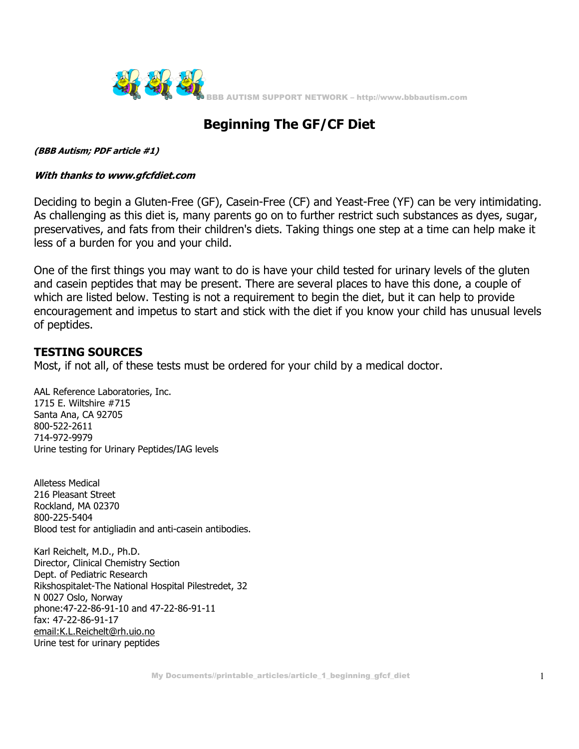BBB AUTISM SUPPORT NETWORK – http://www.bbbautism.com

# Beginning The GF/CF Diet

***(BBB Autism; PDF article #1)***

***With thanks to www.gfcfdiet.com***

Deciding to begin a Gluten-Free (GF), Casein-Free (CF) and Yeast-Free (YF) can be very intimidating. As challenging as this diet is, many parents go on to further restrict such substances as dyes, sugar, preservatives, and fats from their children's diets. Taking things one step at a time can help make it less of a burden for you and your child.

One of the first things you may want to do is have your child tested for urinary levels of the gluten and casein peptides that may be present. There are several places to have this done, a couple of which are listed below. Testing is not a requirement to begin the diet, but it can help to provide encouragement and impetus to start and stick with the diet if you know your child has unusual levels of peptides.

## TESTING SOURCES

Most, if not all, of these tests must be ordered for your child by a medical doctor.

AAL Reference Laboratories, Inc.
1715 E. Wiltshire #715
Santa Ana, CA 92705
800-522-2611
714-972-9979
Urine testing for Urinary Peptides/IAG levels

Alletess Medical
216 Pleasant Street
Rockland, MA 02370
800-225-5404
Blood test for antigliadin and anti-casein antibodies.

Karl Reichelt, M.D., Ph.D.
Director, Clinical Chemistry Section
Dept. of Pediatric Research
Rikshospitalet-The National Hospital Pilestredet, 32
N 0027 Oslo, Norway
phone:47-22-86-91-10 and 47-22-86-91-11
fax: 47-22-86-91-17
email:K.L.Reichelt@rh.uio.no
Urine test for urinary peptides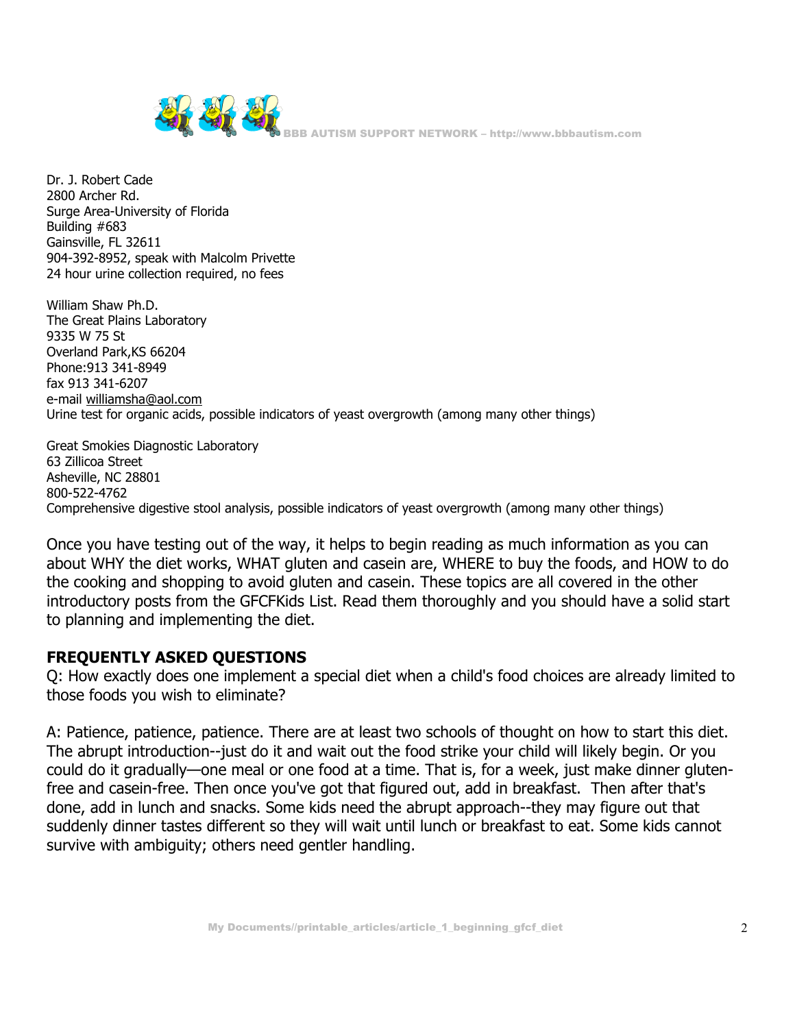Dr. J. Robert Cade  
2800 Archer Rd.  
Surge Area-University of Florida  
Building #683  
Gainsville, FL 32611  
904-392-8952, speak with Malcolm Privette  
24 hour urine collection required, no fees

William Shaw Ph.D.  
The Great Plains Laboratory  
9335 W 75 St  
Overland Park,KS 66204  
Phone:913 341-8949  
fax 913 341-6207  
e-mail williamsha@aol.com  
Urine test for organic acids, possible indicators of yeast overgrowth (among many other things)

Great Smokies Diagnostic Laboratory  
63 Zillicoa Street  
Asheville, NC 28801  
800-522-4762  
Comprehensive digestive stool analysis, possible indicators of yeast overgrowth (among many other things)

Once you have testing out of the way, it helps to begin reading as much information as you can about WHY the diet works, WHAT gluten and casein are, WHERE to buy the foods, and HOW to do the cooking and shopping to avoid gluten and casein. These topics are all covered in the other introductory posts from the GFCFKids List. Read them thoroughly and you should have a solid start to planning and implementing the diet.

**FREQUENTLY ASKED QUESTIONS**

Q: How exactly does one implement a special diet when a child's food choices are already limited to those foods you wish to eliminate?

A: Patience, patience, patience. There are at least two schools of thought on how to start this diet. The abrupt introduction--just do it and wait out the food strike your child will likely begin. Or you could do it gradually—one meal or one food at a time. That is, for a week, just make dinner gluten-free and casein-free. Then once you've got that figured out, add in breakfast. Then after that's done, add in lunch and snacks. Some kids need the abrupt approach--they may figure out that suddenly dinner tastes different so they will wait until lunch or breakfast to eat. Some kids cannot survive with ambiguity; others need gentler handling.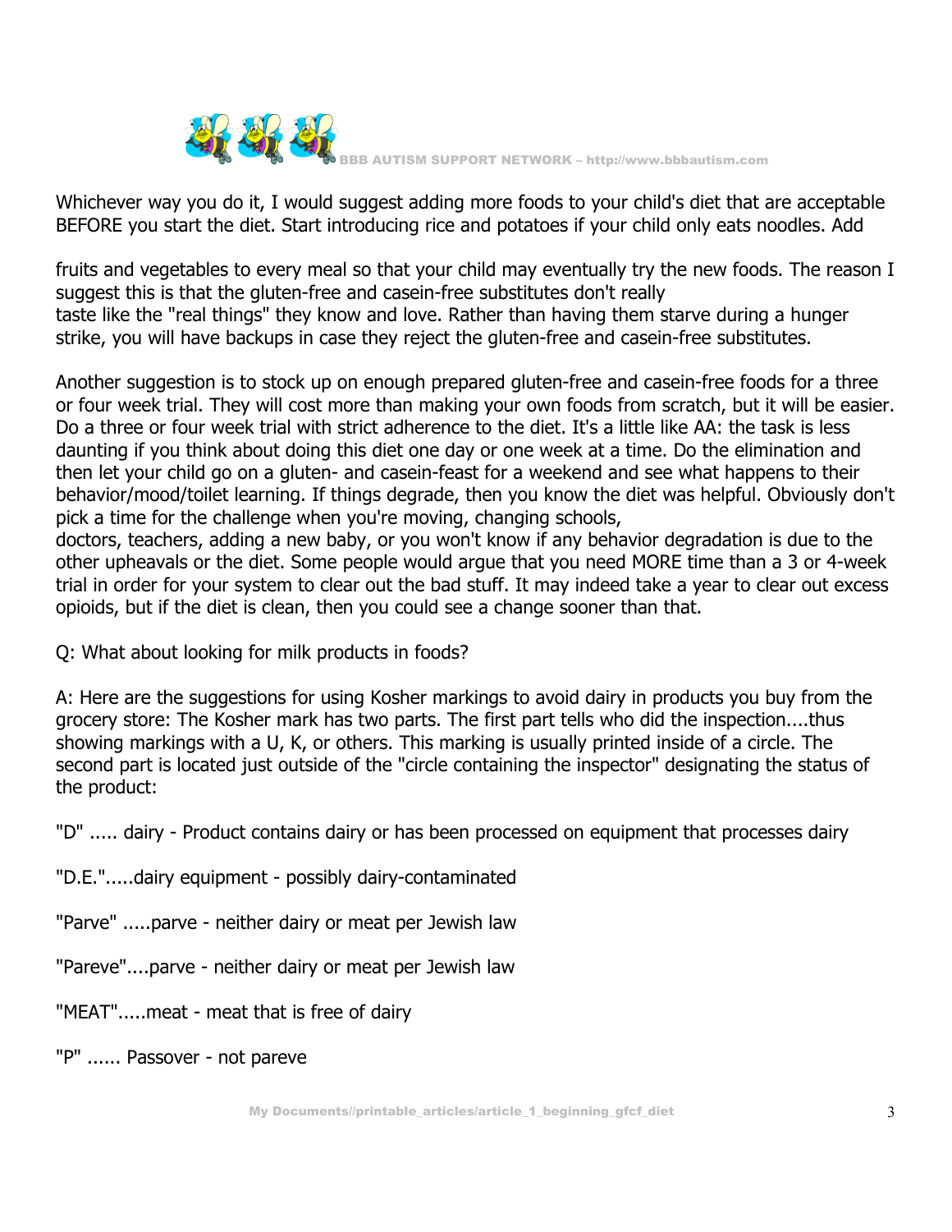Whichever way you do it, I would suggest adding more foods to your child's diet that are acceptable BEFORE you start the diet. Start introducing rice and potatoes if your child only eats noodles. Add fruits and vegetables to every meal so that your child may eventually try the new foods. The reason I suggest this is that the gluten-free and casein-free substitutes don't really taste like the "real things" they know and love. Rather than having them starve during a hunger strike, you will have backups in case they reject the gluten-free and casein-free substitutes.

Another suggestion is to stock up on enough prepared gluten-free and casein-free foods for a three or four week trial. They will cost more than making your own foods from scratch, but it will be easier. Do a three or four week trial with strict adherence to the diet. It's a little like AA: the task is less daunting if you think about doing this diet one day or one week at a time. Do the elimination and then let your child go on a gluten- and casein-feast for a weekend and see what happens to their behavior/mood/toilet learning. If things degrade, then you know the diet was helpful. Obviously don't pick a time for the challenge when you're moving, changing schools, doctors, teachers, adding a new baby, or you won't know if any behavior degradation is due to the other upheavals or the diet. Some people would argue that you need MORE time than a 3 or 4-week trial in order for your system to clear out the bad stuff. It may indeed take a year to clear out excess opioids, but if the diet is clean, then you could see a change sooner than that.

Q: What about looking for milk products in foods?

A: Here are the suggestions for using Kosher markings to avoid dairy in products you buy from the grocery store: The Kosher mark has two parts. The first part tells who did the inspection....thus showing markings with a U, K, or others. This marking is usually printed inside of a circle. The second part is located just outside of the "circle containing the inspector" designating the status of the product:

"D" ..... dairy - Product contains dairy or has been processed on equipment that processes dairy

"D.E.".....dairy equipment - possibly dairy-contaminated

"Parve" .....parve - neither dairy or meat per Jewish law

"Pareve"....parve - neither dairy or meat per Jewish law

"MEAT".....meat - meat that is free of dairy

"P" ...... Passover - not pareve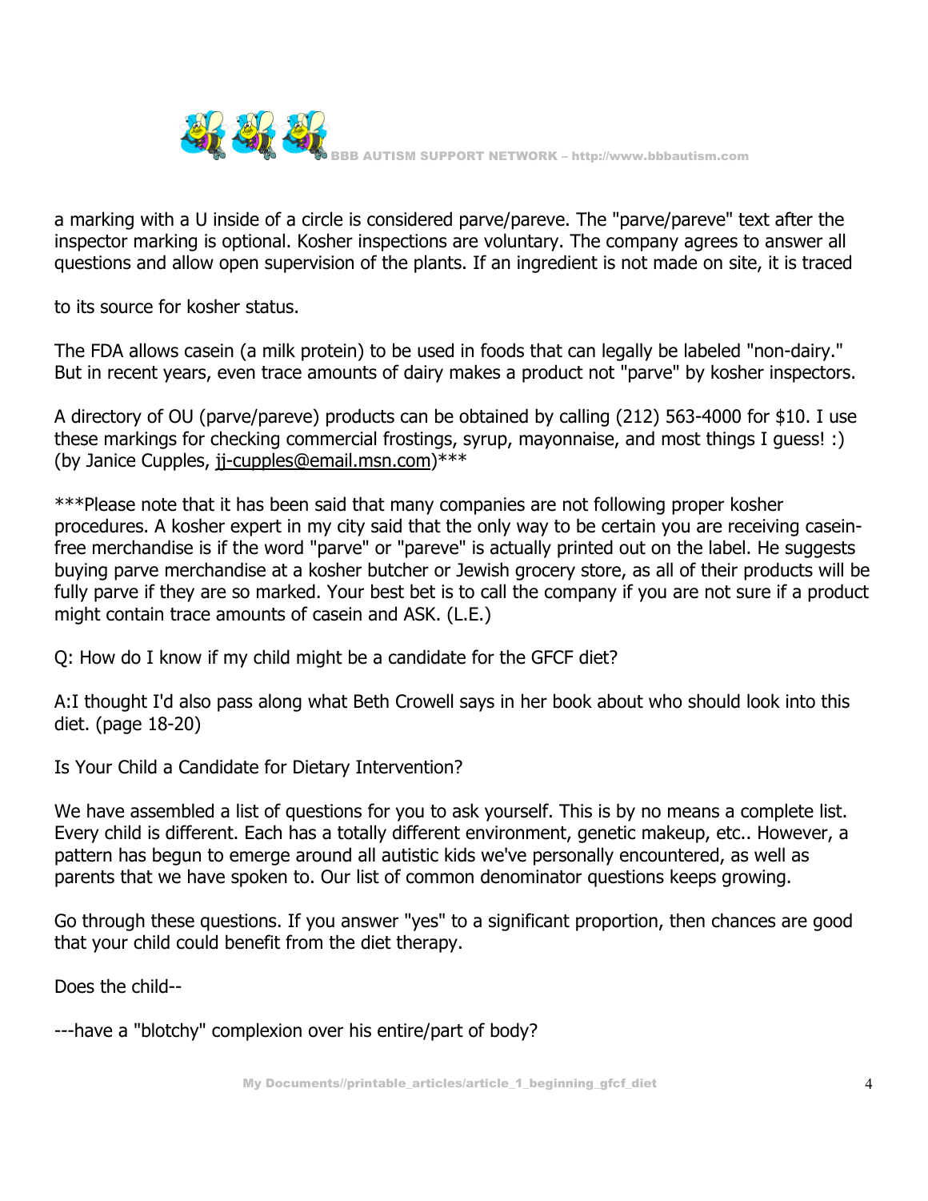a marking with a U inside of a circle is considered parve/pareve. The "parve/pareve" text after the inspector marking is optional. Kosher inspections are voluntary. The company agrees to answer all questions and allow open supervision of the plants. If an ingredient is not made on site, it is traced

to its source for kosher status.

The FDA allows casein (a milk protein) to be used in foods that can legally be labeled "non-dairy." But in recent years, even trace amounts of dairy makes a product not "parve" by kosher inspectors.

A directory of OU (parve/pareve) products can be obtained by calling (212) 563-4000 for $10. I use these markings for checking commercial frostings, syrup, mayonnaise, and most things I guess! :) (by Janice Cupples, jj-cupples@email.msn.com)***

***Please note that it has been said that many companies are not following proper kosher procedures. A kosher expert in my city said that the only way to be certain you are receiving casein-free merchandise is if the word "parve" or "pareve" is actually printed out on the label. He suggests buying parve merchandise at a kosher butcher or Jewish grocery store, as all of their products will be fully parve if they are so marked. Your best bet is to call the company if you are not sure if a product might contain trace amounts of casein and ASK. (L.E.)

Q: How do I know if my child might be a candidate for the GFCF diet?

A:I thought I'd also pass along what Beth Crowell says in her book about who should look into this diet. (page 18-20)

Is Your Child a Candidate for Dietary Intervention?

We have assembled a list of questions for you to ask yourself. This is by no means a complete list. Every child is different. Each has a totally different environment, genetic makeup, etc.. However, a pattern has begun to emerge around all autistic kids we've personally encountered, as well as parents that we have spoken to. Our list of common denominator questions keeps growing.

Go through these questions. If you answer "yes" to a significant proportion, then chances are good that your child could benefit from the diet therapy.

Does the child--

---have a "blotchy" complexion over his entire/part of body?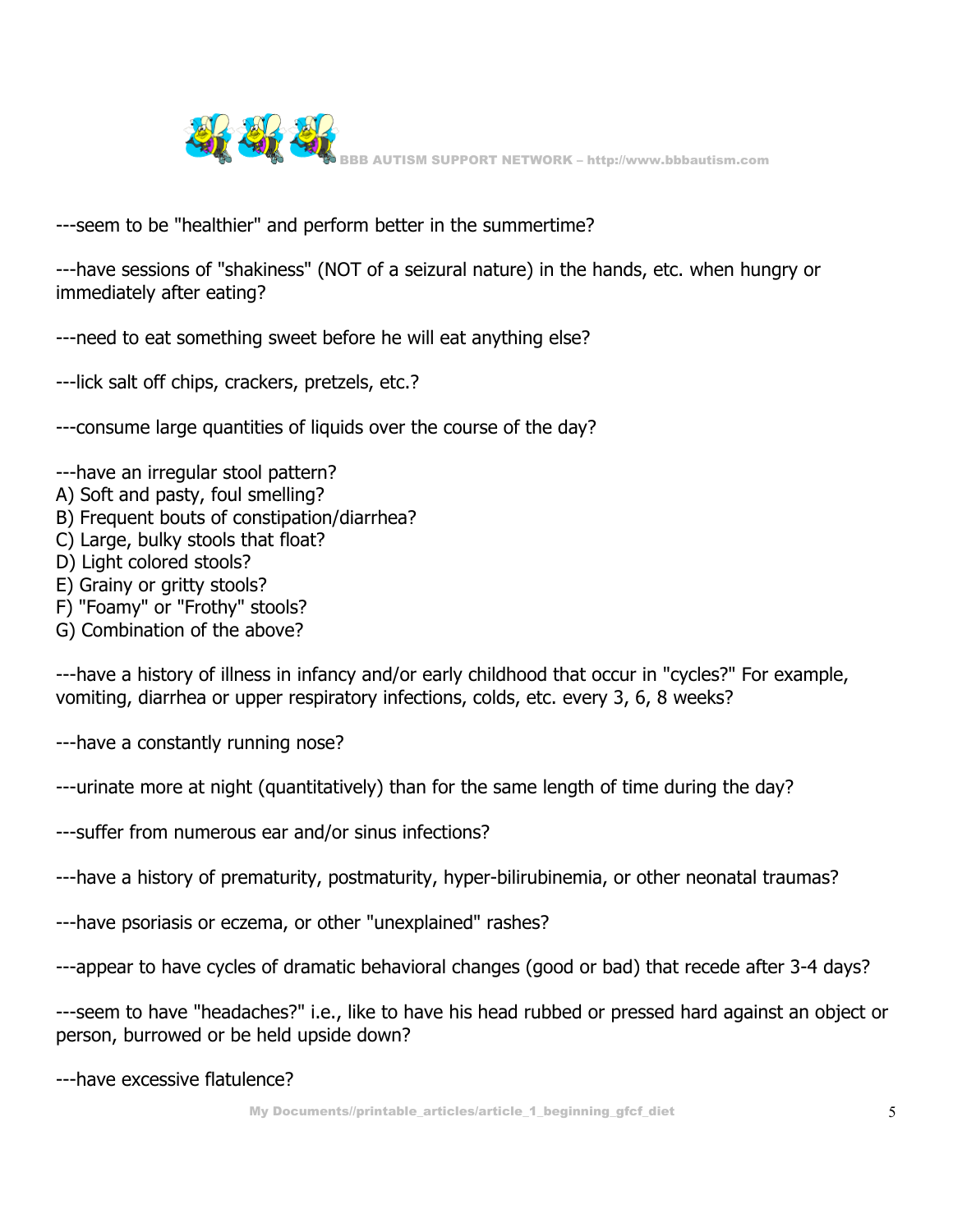---seem to be "healthier" and perform better in the summertime?

---have sessions of "shakiness" (NOT of a seizural nature) in the hands, etc. when hungry or immediately after eating?

---need to eat something sweet before he will eat anything else?

---lick salt off chips, crackers, pretzels, etc.?

---consume large quantities of liquids over the course of the day?

---have an irregular stool pattern?
A) Soft and pasty, foul smelling?
B) Frequent bouts of constipation/diarrhea?
C) Large, bulky stools that float?
D) Light colored stools?
E) Grainy or gritty stools?
F) "Foamy" or "Frothy" stools?
G) Combination of the above?

---have a history of illness in infancy and/or early childhood that occur in "cycles?" For example, vomiting, diarrhea or upper respiratory infections, colds, etc. every 3, 6, 8 weeks?

---have a constantly running nose?

---urinate more at night (quantitatively) than for the same length of time during the day?

---suffer from numerous ear and/or sinus infections?

---have a history of prematurity, postmaturity, hyper-bilirubinemia, or other neonatal traumas?

---have psoriasis or eczema, or other "unexplained" rashes?

---appear to have cycles of dramatic behavioral changes (good or bad) that recede after 3-4 days?

---seem to have "headaches?" i.e., like to have his head rubbed or pressed hard against an object or person, burrowed or be held upside down?

---have excessive flatulence?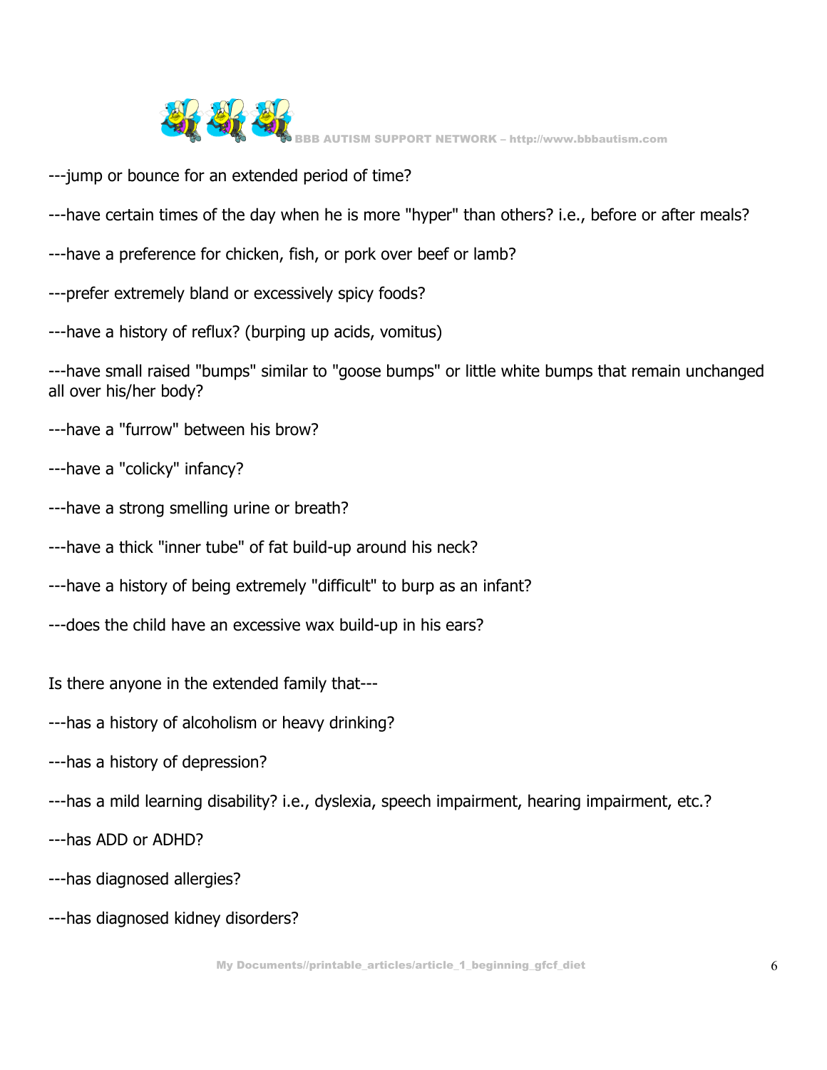---jump or bounce for an extended period of time?

---have certain times of the day when he is more "hyper" than others? i.e., before or after meals?

---have a preference for chicken, fish, or pork over beef or lamb?

---prefer extremely bland or excessively spicy foods?

---have a history of reflux? (burping up acids, vomitus)

---have small raised "bumps" similar to "goose bumps" or little white bumps that remain unchanged all over his/her body?

---have a "furrow" between his brow?

---have a "colicky" infancy?

---have a strong smelling urine or breath?

---have a thick "inner tube" of fat build-up around his neck?

---have a history of being extremely "difficult" to burp as an infant?

---does the child have an excessive wax build-up in his ears?

Is there anyone in the extended family that---

---has a history of alcoholism or heavy drinking?

---has a history of depression?

---has a mild learning disability? i.e., dyslexia, speech impairment, hearing impairment, etc.?

---has ADD or ADHD?

---has diagnosed allergies?

---has diagnosed kidney disorders?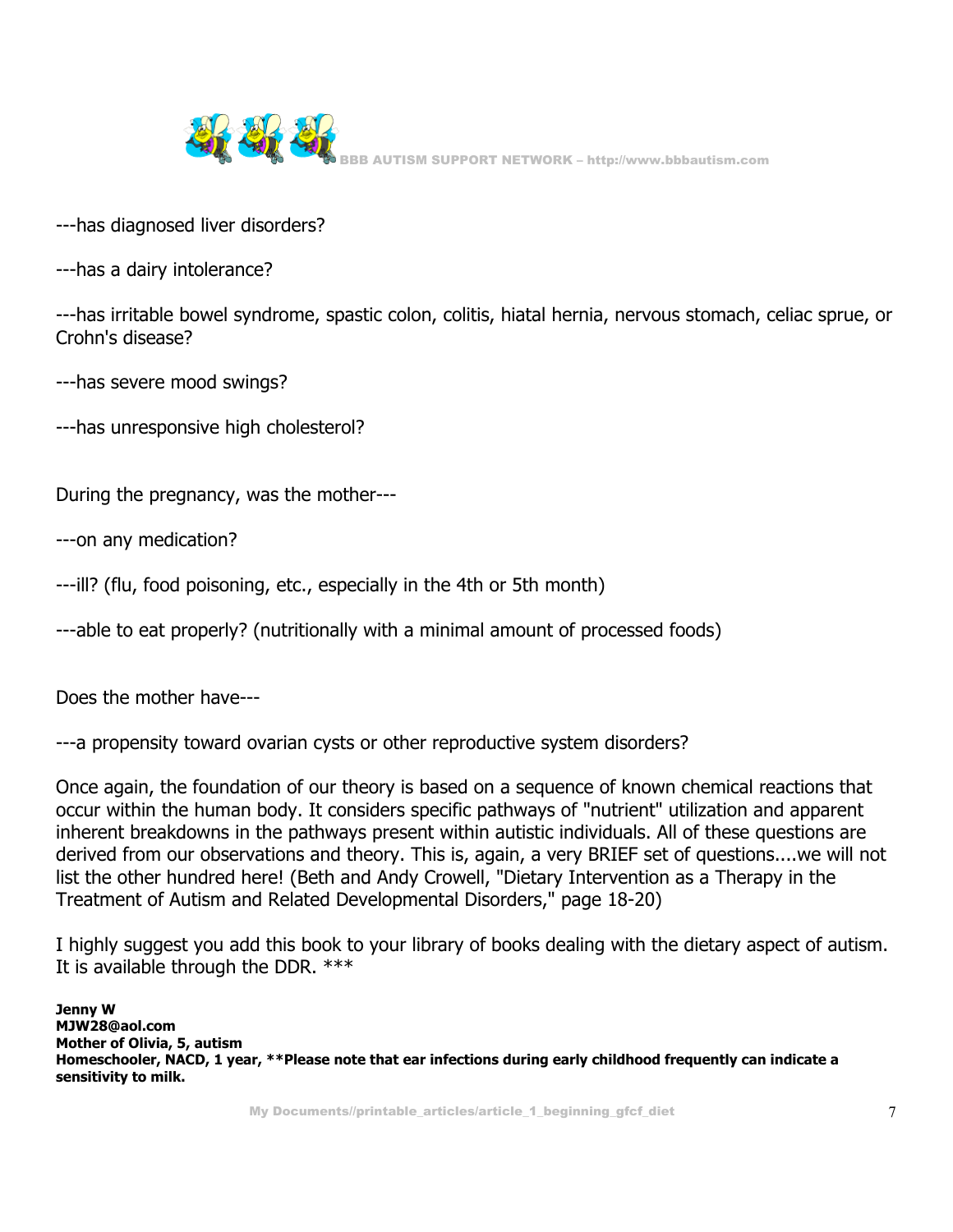---has diagnosed liver disorders?

---has a dairy intolerance?

---has irritable bowel syndrome, spastic colon, colitis, hiatal hernia, nervous stomach, celiac sprue, or Crohn's disease?

---has severe mood swings?

---has unresponsive high cholesterol?

During the pregnancy, was the mother---

---on any medication?

---ill? (flu, food poisoning, etc., especially in the 4th or 5th month)

---able to eat properly? (nutritionally with a minimal amount of processed foods)

Does the mother have---

---a propensity toward ovarian cysts or other reproductive system disorders?

Once again, the foundation of our theory is based on a sequence of known chemical reactions that occur within the human body. It considers specific pathways of "nutrient" utilization and apparent inherent breakdowns in the pathways present within autistic individuals. All of these questions are derived from our observations and theory. This is, again, a very BRIEF set of questions....we will not list the other hundred here! (Beth and Andy Crowell, "Dietary Intervention as a Therapy in the Treatment of Autism and Related Developmental Disorders," page 18-20)

I highly suggest you add this book to your library of books dealing with the dietary aspect of autism. It is available through the DDR. ***

**Jenny W**
**MJW28@aol.com**
**Mother of Olivia, 5, autism**
**Homeschooler, NACD, 1 year, **Please note that ear infections during early childhood frequently can indicate a sensitivity to milk.**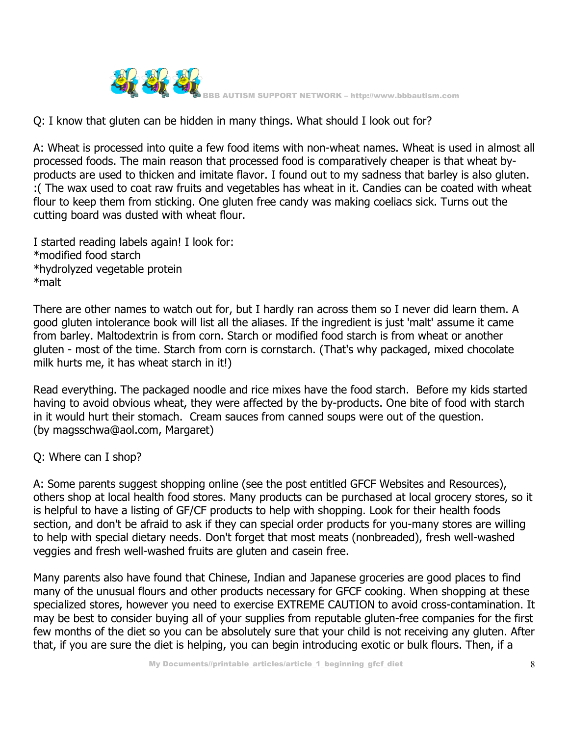Q: I know that gluten can be hidden in many things. What should I look out for?

A: Wheat is processed into quite a few food items with non-wheat names. Wheat is used in almost all processed foods. The main reason that processed food is comparatively cheaper is that wheat by-products are used to thicken and imitate flavor. I found out to my sadness that barley is also gluten. :( The wax used to coat raw fruits and vegetables has wheat in it. Candies can be coated with wheat flour to keep them from sticking. One gluten free candy was making coeliacs sick. Turns out the cutting board was dusted with wheat flour.

I started reading labels again! I look for:
*modified food starch
*hydrolyzed vegetable protein
*malt

There are other names to watch out for, but I hardly ran across them so I never did learn them. A good gluten intolerance book will list all the aliases. If the ingredient is just 'malt' assume it came from barley. Maltodextrin is from corn. Starch or modified food starch is from wheat or another gluten - most of the time. Starch from corn is cornstarch. (That's why packaged, mixed chocolate milk hurts me, it has wheat starch in it!)

Read everything. The packaged noodle and rice mixes have the food starch. Before my kids started having to avoid obvious wheat, they were affected by the by-products. One bite of food with starch in it would hurt their stomach. Cream sauces from canned soups were out of the question. (by magsschwa@aol.com, Margaret)

Q: Where can I shop?

A: Some parents suggest shopping online (see the post entitled GFCF Websites and Resources), others shop at local health food stores. Many products can be purchased at local grocery stores, so it is helpful to have a listing of GF/CF products to help with shopping. Look for their health foods section, and don't be afraid to ask if they can special order products for you-many stores are willing to help with special dietary needs. Don't forget that most meats (nonbreaded), fresh well-washed veggies and fresh well-washed fruits are gluten and casein free.

Many parents also have found that Chinese, Indian and Japanese groceries are good places to find many of the unusual flours and other products necessary for GFCF cooking. When shopping at these specialized stores, however you need to exercise EXTREME CAUTION to avoid cross-contamination. It may be best to consider buying all of your supplies from reputable gluten-free companies for the first few months of the diet so you can be absolutely sure that your child is not receiving any gluten. After that, if you are sure the diet is helping, you can begin introducing exotic or bulk flours. Then, if a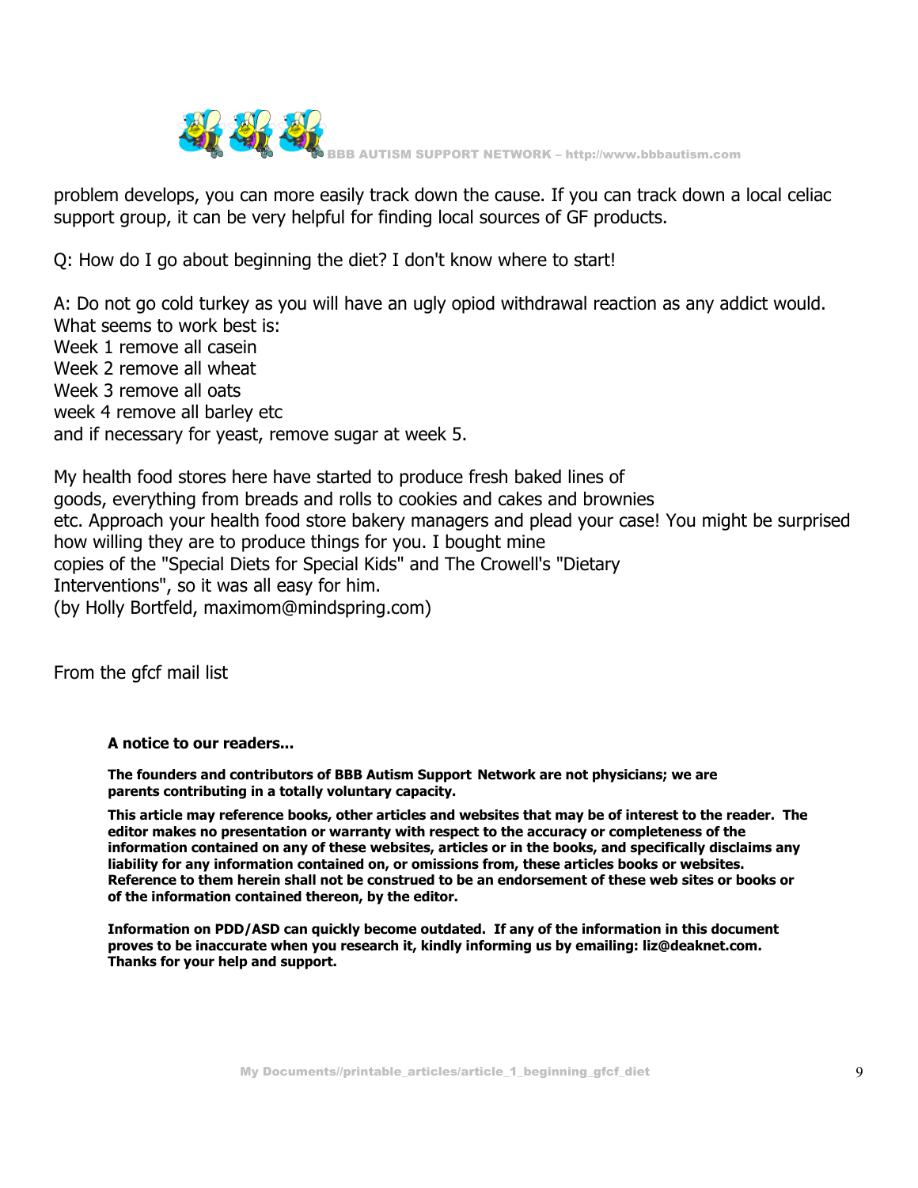problem develops, you can more easily track down the cause. If you can track down a local celiac support group, it can be very helpful for finding local sources of GF products.

Q: How do I go about beginning the diet? I don't know where to start!

A: Do not go cold turkey as you will have an ugly opiod withdrawal reaction as any addict would. What seems to work best is:
Week 1 remove all casein
Week 2 remove all wheat
Week 3 remove all oats
week 4 remove all barley etc
and if necessary for yeast, remove sugar at week 5.

My health food stores here have started to produce fresh baked lines of goods, everything from breads and rolls to cookies and cakes and brownies etc. Approach your health food store bakery managers and plead your case! You might be surprised how willing they are to produce things for you. I bought mine copies of the "Special Diets for Special Kids" and The Crowell's "Dietary Interventions", so it was all easy for him.
(by Holly Bortfeld, maximom@mindspring.com)

From the gfcf mail list

**A notice to our readers...**

**The founders and contributors of BBB Autism Support Network are not physicians; we are parents contributing in a totally voluntary capacity.**

**This article may reference books, other articles and websites that may be of interest to the reader. The editor makes no presentation or warranty with respect to the accuracy or completeness of the information contained on any of these websites, articles or in the books, and specifically disclaims any liability for any information contained on, or omissions from, these articles books or websites. Reference to them herein shall not be construed to be an endorsement of these web sites or books or of the information contained thereon, by the editor.**

**Information on PDD/ASD can quickly become outdated. If any of the information in this document proves to be inaccurate when you research it, kindly informing us by emailing: liz@deaknet.com. Thanks for your help and support.**